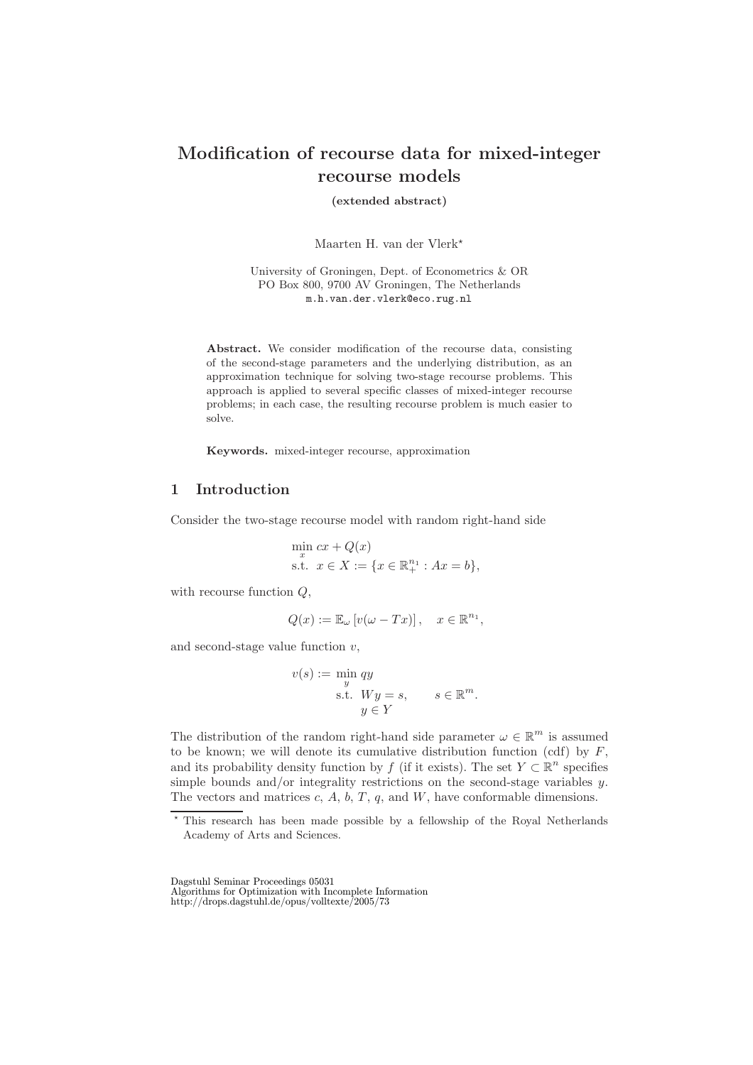# Modification of recourse data for mixed-integer recourse models

**(extended abstract)**

Maarten H. van der Vlerk*

University of Groningen, Dept. of Econometrics & OR
PO Box 800, 9700 AV Groningen, The Netherlands
m.h.van.der.vlerk@eco.rug.nl

**Abstract.** We consider modification of the recourse data, consisting of the second-stage parameters and the underlying distribution, as an approximation technique for solving two-stage recourse problems. This approach is applied to several specific classes of mixed-integer recourse problems; in each case, the resulting recourse problem is much easier to solve.

**Keywords.** mixed-integer recourse, approximation

## 1 Introduction

Consider the two-stage recourse model with random right-hand side

$$\begin{aligned} \min_x \; & cx + Q(x) \\ \text{s.t.} \; & x \in X := \{x \in \mathbb{R}^{n_1}_+ : Ax = b\}, \end{aligned}$$

with recourse function $Q$,

$$Q(x) := \mathbb{E}_\omega \left[ v(\omega - Tx) \right], \quad x \in \mathbb{R}^{n_1},$$

and second-stage value function $v$,

$$\begin{aligned} v(s) := \min_y \; & qy \\ \text{s.t.} \; & Wy = s, \qquad s \in \mathbb{R}^m. \\ & y \in Y \end{aligned}$$

The distribution of the random right-hand side parameter $\omega \in \mathbb{R}^m$ is assumed to be known; we will denote its cumulative distribution function (cdf) by $F$, and its probability density function by $f$ (if it exists). The set $Y \subset \mathbb{R}^n$ specifies simple bounds and/or integrality restrictions on the second-stage variables $y$. The vectors and matrices $c$, $A$, $b$, $T$, $q$, and $W$, have conformable dimensions.

* This research has been made possible by a fellowship of the Royal Netherlands Academy of Arts and Sciences.

Dagstuhl Seminar Proceedings 05031
Algorithms for Optimization with Incomplete Information
http://drops.dagstuhl.de/opus/volltexte/2005/73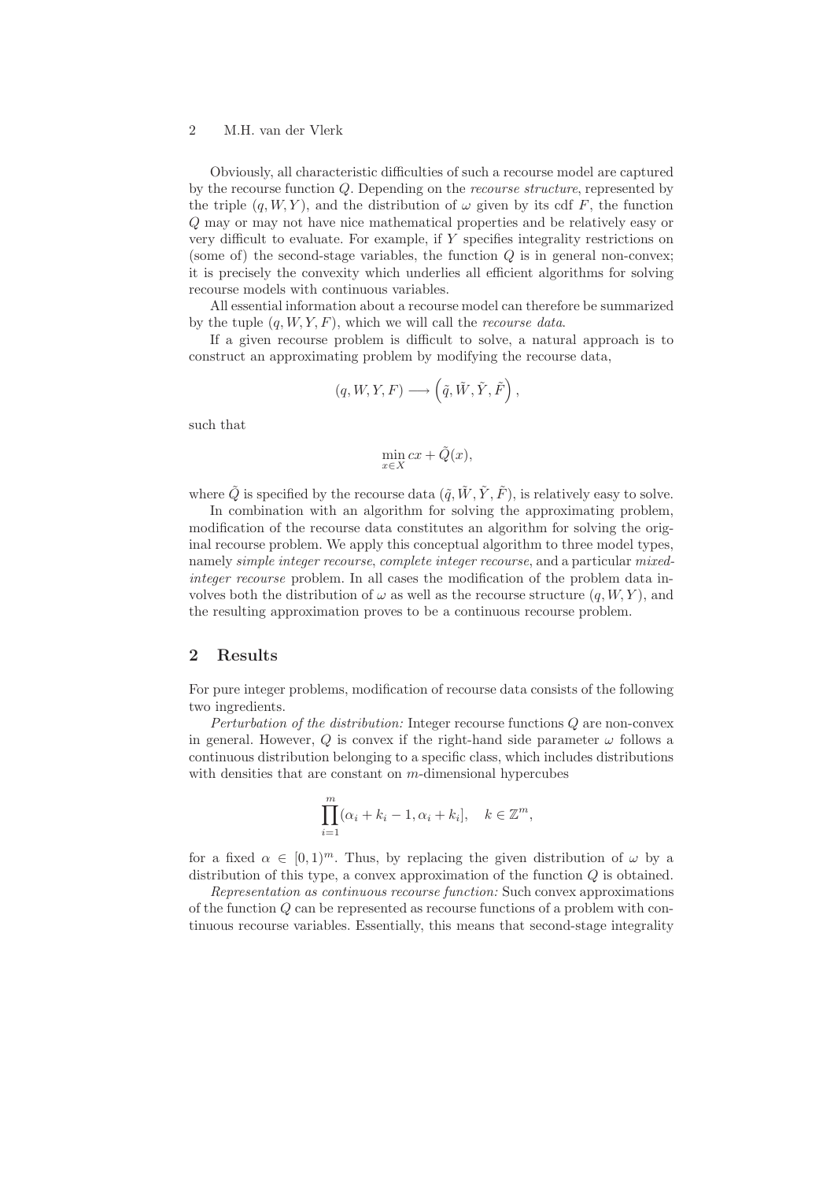Obviously, all characteristic difficulties of such a recourse model are captured by the recourse function $Q$. Depending on the *recourse structure*, represented by the triple $(q, W, Y)$, and the distribution of $\omega$ given by its cdf $F$, the function $Q$ may or may not have nice mathematical properties and be relatively easy or very difficult to evaluate. For example, if $Y$ specifies integrality restrictions on (some of) the second-stage variables, the function $Q$ is in general non-convex; it is precisely the convexity which underlies all efficient algorithms for solving recourse models with continuous variables.

All essential information about a recourse model can therefore be summarized by the tuple $(q, W, Y, F)$, which we will call the *recourse data*.

If a given recourse problem is difficult to solve, a natural approach is to construct an approximating problem by modifying the recourse data,

$$(q, W, Y, F) \longrightarrow \left(\tilde{q}, \tilde{W}, \tilde{Y}, \tilde{F}\right),$$

such that

$$\min_{x \in X} cx + \tilde{Q}(x),$$

where $\tilde{Q}$ is specified by the recourse data $(\tilde{q}, \tilde{W}, \tilde{Y}, \tilde{F})$, is relatively easy to solve.

In combination with an algorithm for solving the approximating problem, modification of the recourse data constitutes an algorithm for solving the original recourse problem. We apply this conceptual algorithm to three model types, namely *simple integer recourse*, *complete integer recourse*, and a particular *mixed-integer recourse* problem. In all cases the modification of the problem data involves both the distribution of $\omega$ as well as the recourse structure $(q, W, Y)$, and the resulting approximation proves to be a continuous recourse problem.

## 2 Results

For pure integer problems, modification of recourse data consists of the following two ingredients.

*Perturbation of the distribution:* Integer recourse functions $Q$ are non-convex in general. However, $Q$ is convex if the right-hand side parameter $\omega$ follows a continuous distribution belonging to a specific class, which includes distributions with densities that are constant on $m$-dimensional hypercubes

$$\prod_{i=1}^{m} (\alpha_i + k_i - 1, \alpha_i + k_i], \quad k \in \mathbb{Z}^m,$$

for a fixed $\alpha \in [0, 1)^m$. Thus, by replacing the given distribution of $\omega$ by a distribution of this type, a convex approximation of the function $Q$ is obtained.

*Representation as continuous recourse function:* Such convex approximations of the function $Q$ can be represented as recourse functions of a problem with continuous recourse variables. Essentially, this means that second-stage integrality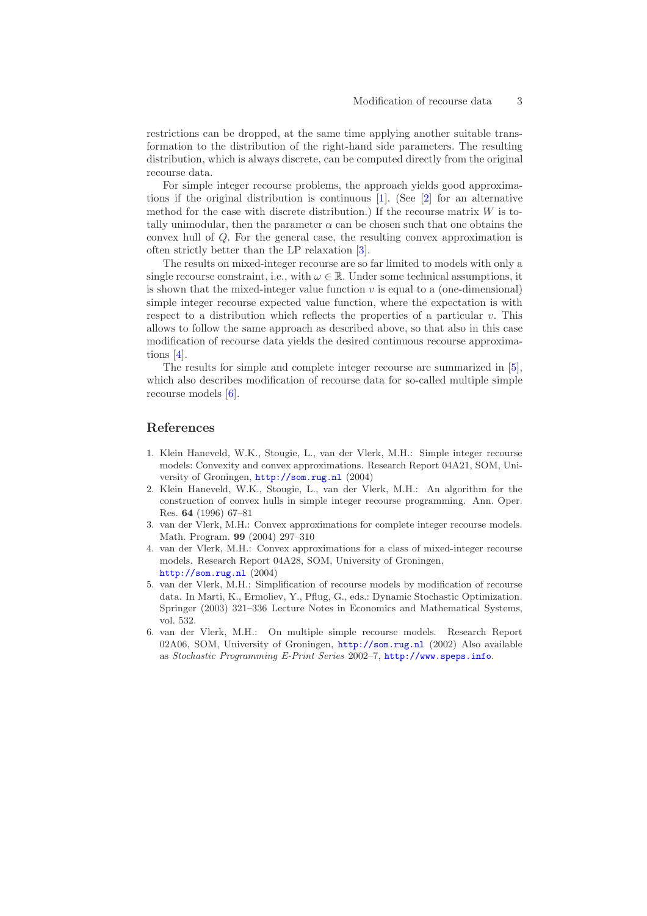restrictions can be dropped, at the same time applying another suitable transformation to the distribution of the right-hand side parameters. The resulting distribution, which is always discrete, can be computed directly from the original recourse data.

For simple integer recourse problems, the approach yields good approximations if the original distribution is continuous [1]. (See [2] for an alternative method for the case with discrete distribution.) If the recourse matrix $W$ is totally unimodular, then the parameter $\alpha$ can be chosen such that one obtains the convex hull of $Q$. For the general case, the resulting convex approximation is often strictly better than the LP relaxation [3].

The results on mixed-integer recourse are so far limited to models with only a single recourse constraint, i.e., with $\omega \in \mathbb{R}$. Under some technical assumptions, it is shown that the mixed-integer value function $v$ is equal to a (one-dimensional) simple integer recourse expected value function, where the expectation is with respect to a distribution which reflects the properties of a particular $v$. This allows to follow the same approach as described above, so that also in this case modification of recourse data yields the desired continuous recourse approximations [4].

The results for simple and complete integer recourse are summarized in [5], which also describes modification of recourse data for so-called multiple simple recourse models [6].

## References

1. Klein Haneveld, W.K., Stougie, L., van der Vlerk, M.H.: Simple integer recourse models: Convexity and convex approximations. Research Report 04A21, SOM, University of Groningen, http://som.rug.nl (2004)
2. Klein Haneveld, W.K., Stougie, L., van der Vlerk, M.H.: An algorithm for the construction of convex hulls in simple integer recourse programming. Ann. Oper. Res. **64** (1996) 67–81
3. van der Vlerk, M.H.: Convex approximations for complete integer recourse models. Math. Program. **99** (2004) 297–310
4. van der Vlerk, M.H.: Convex approximations for a class of mixed-integer recourse models. Research Report 04A28, SOM, University of Groningen, http://som.rug.nl (2004)
5. van der Vlerk, M.H.: Simplification of recourse models by modification of recourse data. In Marti, K., Ermoliev, Y., Pflug, G., eds.: Dynamic Stochastic Optimization. Springer (2003) 321–336 Lecture Notes in Economics and Mathematical Systems, vol. 532.
6. van der Vlerk, M.H.: On multiple simple recourse models. Research Report 02A06, SOM, University of Groningen, http://som.rug.nl (2002) Also available as *Stochastic Programming E-Print Series* 2002–7, http://www.speps.info.